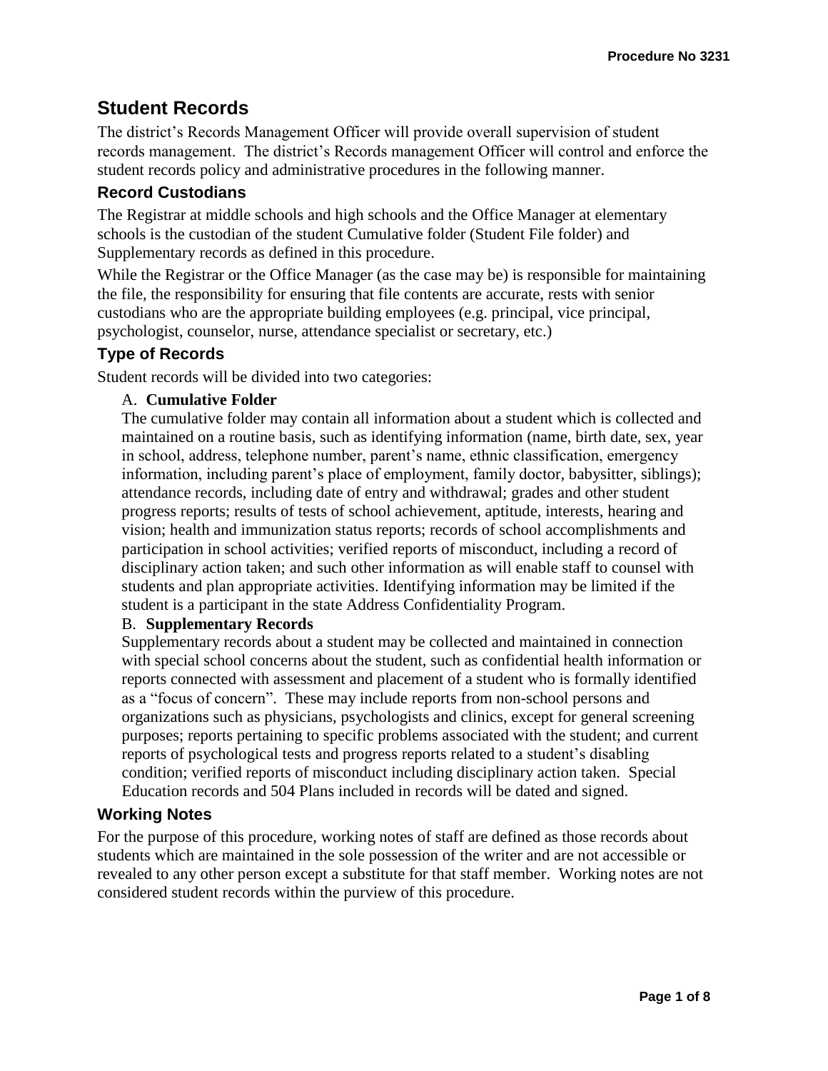# Student Records

The district's Records Management Officer will provide overall supervision of student records management. The district's Records management Officer will control and enforce the student records policy and administrative procedures in the following manner.

## Record Custodians

The Registrar at middle schools and high schools and the Office Manager at elementary schools is the custodian of the student Cumulative folder (Student File folder) and Supplementary records as defined in this procedure.

While the Registrar or the Office Manager (as the case may be) is responsible for maintaining the file, the responsibility for ensuring that file contents are accurate, rests with senior custodians who are the appropriate building employees (e.g. principal, vice principal, psychologist, counselor, nurse, attendance specialist or secretary, etc.)

## Type of Records

Student records will be divided into two categories:

A. **Cumulative Folder**
The cumulative folder may contain all information about a student which is collected and maintained on a routine basis, such as identifying information (name, birth date, sex, year in school, address, telephone number, parent's name, ethnic classification, emergency information, including parent's place of employment, family doctor, babysitter, siblings); attendance records, including date of entry and withdrawal; grades and other student progress reports; results of tests of school achievement, aptitude, interests, hearing and vision; health and immunization status reports; records of school accomplishments and participation in school activities; verified reports of misconduct, including a record of disciplinary action taken; and such other information as will enable staff to counsel with students and plan appropriate activities. Identifying information may be limited if the student is a participant in the state Address Confidentiality Program.

B. **Supplementary Records**
Supplementary records about a student may be collected and maintained in connection with special school concerns about the student, such as confidential health information or reports connected with assessment and placement of a student who is formally identified as a "focus of concern". These may include reports from non-school persons and organizations such as physicians, psychologists and clinics, except for general screening purposes; reports pertaining to specific problems associated with the student; and current reports of psychological tests and progress reports related to a student's disabling condition; verified reports of misconduct including disciplinary action taken. Special Education records and 504 Plans included in records will be dated and signed.

## Working Notes

For the purpose of this procedure, working notes of staff are defined as those records about students which are maintained in the sole possession of the writer and are not accessible or revealed to any other person except a substitute for that staff member. Working notes are not considered student records within the purview of this procedure.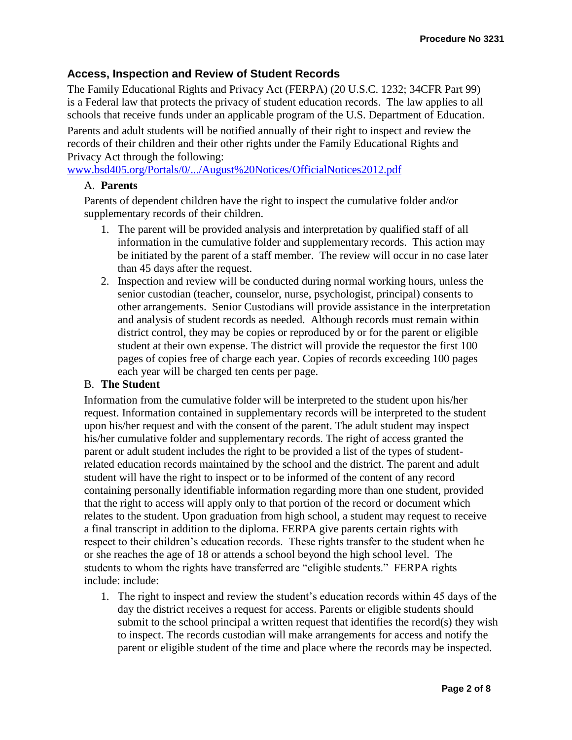## Access, Inspection and Review of Student Records

The Family Educational Rights and Privacy Act (FERPA) (20 U.S.C. 1232; 34CFR Part 99) is a Federal law that protects the privacy of student education records. The law applies to all schools that receive funds under an applicable program of the U.S. Department of Education.

Parents and adult students will be notified annually of their right to inspect and review the records of their children and their other rights under the Family Educational Rights and Privacy Act through the following:

www.bsd405.org/Portals/0/.../August%20Notices/OfficialNotices2012.pdf

A. **Parents**

Parents of dependent children have the right to inspect the cumulative folder and/or supplementary records of their children.

1. The parent will be provided analysis and interpretation by qualified staff of all information in the cumulative folder and supplementary records. This action may be initiated by the parent of a staff member. The review will occur in no case later than 45 days after the request.
2. Inspection and review will be conducted during normal working hours, unless the senior custodian (teacher, counselor, nurse, psychologist, principal) consents to other arrangements. Senior Custodians will provide assistance in the interpretation and analysis of student records as needed. Although records must remain within district control, they may be copies or reproduced by or for the parent or eligible student at their own expense. The district will provide the requestor the first 100 pages of copies free of charge each year. Copies of records exceeding 100 pages each year will be charged ten cents per page.

B. **The Student**

Information from the cumulative folder will be interpreted to the student upon his/her request. Information contained in supplementary records will be interpreted to the student upon his/her request and with the consent of the parent. The adult student may inspect his/her cumulative folder and supplementary records. The right of access granted the parent or adult student includes the right to be provided a list of the types of student-related education records maintained by the school and the district. The parent and adult student will have the right to inspect or to be informed of the content of any record containing personally identifiable information regarding more than one student, provided that the right to access will apply only to that portion of the record or document which relates to the student. Upon graduation from high school, a student may request to receive a final transcript in addition to the diploma. FERPA give parents certain rights with respect to their children's education records. These rights transfer to the student when he or she reaches the age of 18 or attends a school beyond the high school level. The students to whom the rights have transferred are "eligible students." FERPA rights include: include:

1. The right to inspect and review the student's education records within 45 days of the day the district receives a request for access. Parents or eligible students should submit to the school principal a written request that identifies the record(s) they wish to inspect. The records custodian will make arrangements for access and notify the parent or eligible student of the time and place where the records may be inspected.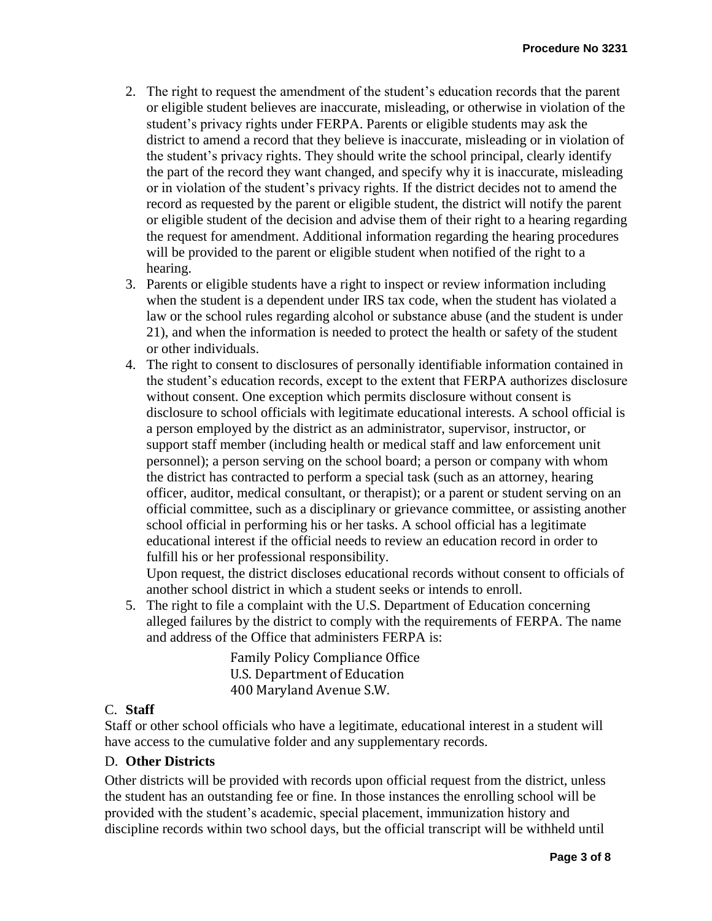2. The right to request the amendment of the student's education records that the parent or eligible student believes are inaccurate, misleading, or otherwise in violation of the student's privacy rights under FERPA. Parents or eligible students may ask the district to amend a record that they believe is inaccurate, misleading or in violation of the student's privacy rights. They should write the school principal, clearly identify the part of the record they want changed, and specify why it is inaccurate, misleading or in violation of the student's privacy rights. If the district decides not to amend the record as requested by the parent or eligible student, the district will notify the parent or eligible student of the decision and advise them of their right to a hearing regarding the request for amendment. Additional information regarding the hearing procedures will be provided to the parent or eligible student when notified of the right to a hearing.
3. Parents or eligible students have a right to inspect or review information including when the student is a dependent under IRS tax code, when the student has violated a law or the school rules regarding alcohol or substance abuse (and the student is under 21), and when the information is needed to protect the health or safety of the student or other individuals.
4. The right to consent to disclosures of personally identifiable information contained in the student's education records, except to the extent that FERPA authorizes disclosure without consent. One exception which permits disclosure without consent is disclosure to school officials with legitimate educational interests. A school official is a person employed by the district as an administrator, supervisor, instructor, or support staff member (including health or medical staff and law enforcement unit personnel); a person serving on the school board; a person or company with whom the district has contracted to perform a special task (such as an attorney, hearing officer, auditor, medical consultant, or therapist); or a parent or student serving on an official committee, such as a disciplinary or grievance committee, or assisting another school official in performing his or her tasks. A school official has a legitimate educational interest if the official needs to review an education record in order to fulfill his or her professional responsibility.
   Upon request, the district discloses educational records without consent to officials of another school district in which a student seeks or intends to enroll.
5. The right to file a complaint with the U.S. Department of Education concerning alleged failures by the district to comply with the requirements of FERPA. The name and address of the Office that administers FERPA is:

   Family Policy Compliance Office
   U.S. Department of Education
   400 Maryland Avenue S.W.

C. **Staff**

Staff or other school officials who have a legitimate, educational interest in a student will have access to the cumulative folder and any supplementary records.

D. **Other Districts**

Other districts will be provided with records upon official request from the district, unless the student has an outstanding fee or fine. In those instances the enrolling school will be provided with the student's academic, special placement, immunization history and discipline records within two school days, but the official transcript will be withheld until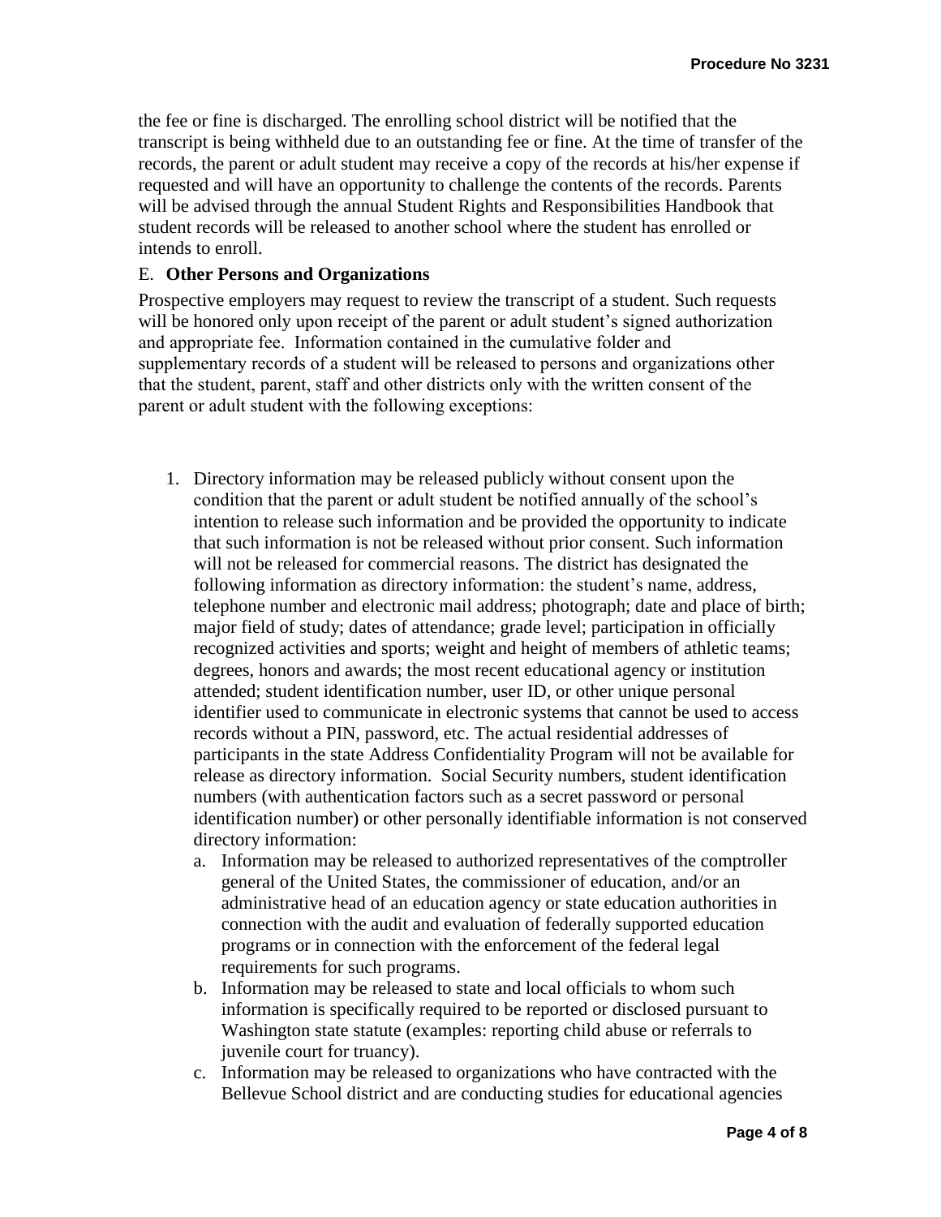the fee or fine is discharged. The enrolling school district will be notified that the transcript is being withheld due to an outstanding fee or fine. At the time of transfer of the records, the parent or adult student may receive a copy of the records at his/her expense if requested and will have an opportunity to challenge the contents of the records. Parents will be advised through the annual Student Rights and Responsibilities Handbook that student records will be released to another school where the student has enrolled or intends to enroll.

E. **Other Persons and Organizations**

Prospective employers may request to review the transcript of a student. Such requests will be honored only upon receipt of the parent or adult student's signed authorization and appropriate fee. Information contained in the cumulative folder and supplementary records of a student will be released to persons and organizations other that the student, parent, staff and other districts only with the written consent of the parent or adult student with the following exceptions:

1. Directory information may be released publicly without consent upon the condition that the parent or adult student be notified annually of the school's intention to release such information and be provided the opportunity to indicate that such information is not be released without prior consent. Such information will not be released for commercial reasons. The district has designated the following information as directory information: the student's name, address, telephone number and electronic mail address; photograph; date and place of birth; major field of study; dates of attendance; grade level; participation in officially recognized activities and sports; weight and height of members of athletic teams; degrees, honors and awards; the most recent educational agency or institution attended; student identification number, user ID, or other unique personal identifier used to communicate in electronic systems that cannot be used to access records without a PIN, password, etc. The actual residential addresses of participants in the state Address Confidentiality Program will not be available for release as directory information. Social Security numbers, student identification numbers (with authentication factors such as a secret password or personal identification number) or other personally identifiable information is not conserved directory information:
   a. Information may be released to authorized representatives of the comptroller general of the United States, the commissioner of education, and/or an administrative head of an education agency or state education authorities in connection with the audit and evaluation of federally supported education programs or in connection with the enforcement of the federal legal requirements for such programs.
   b. Information may be released to state and local officials to whom such information is specifically required to be reported or disclosed pursuant to Washington state statute (examples: reporting child abuse or referrals to juvenile court for truancy).
   c. Information may be released to organizations who have contracted with the Bellevue School district and are conducting studies for educational agencies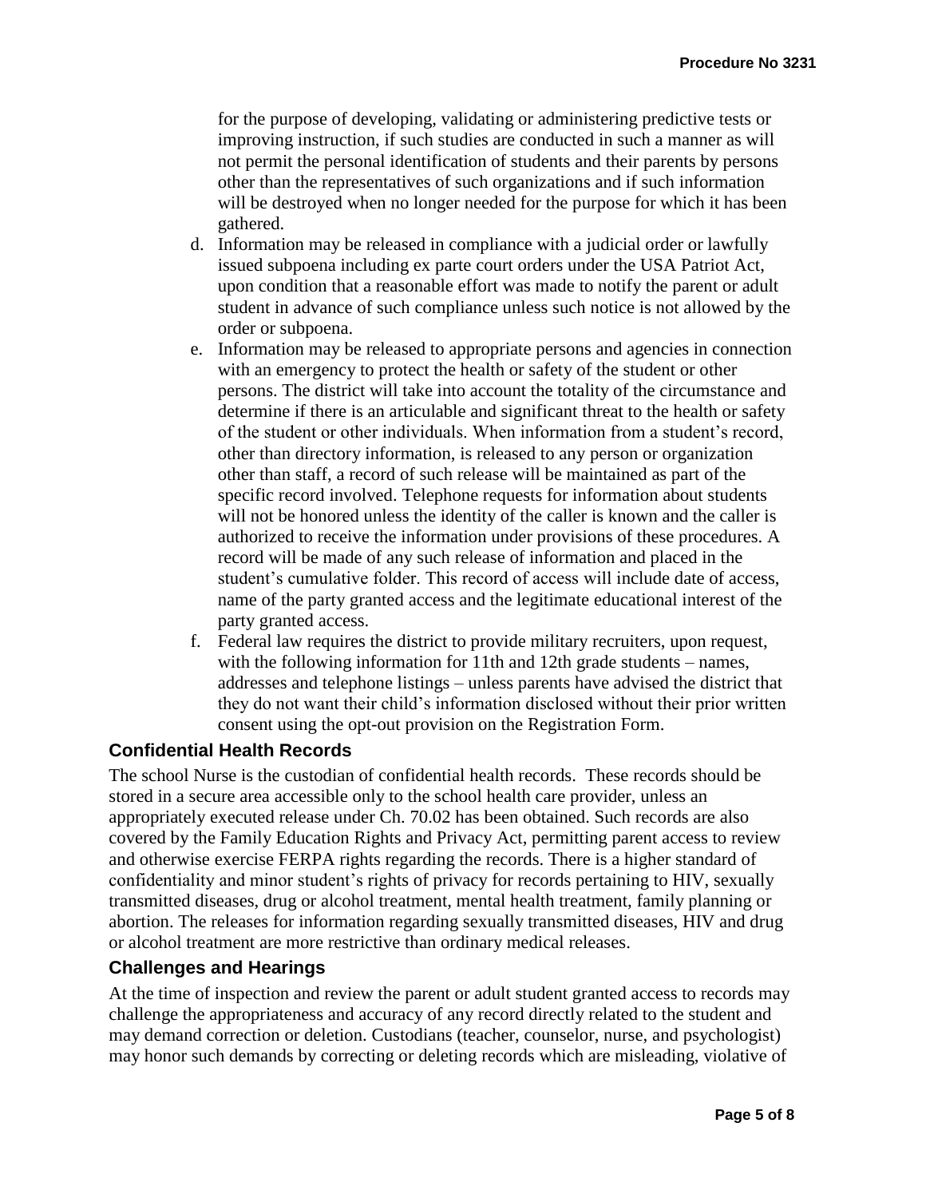for the purpose of developing, validating or administering predictive tests or improving instruction, if such studies are conducted in such a manner as will not permit the personal identification of students and their parents by persons other than the representatives of such organizations and if such information will be destroyed when no longer needed for the purpose for which it has been gathered.

d. Information may be released in compliance with a judicial order or lawfully issued subpoena including ex parte court orders under the USA Patriot Act, upon condition that a reasonable effort was made to notify the parent or adult student in advance of such compliance unless such notice is not allowed by the order or subpoena.
e. Information may be released to appropriate persons and agencies in connection with an emergency to protect the health or safety of the student or other persons. The district will take into account the totality of the circumstance and determine if there is an articulable and significant threat to the health or safety of the student or other individuals. When information from a student's record, other than directory information, is released to any person or organization other than staff, a record of such release will be maintained as part of the specific record involved. Telephone requests for information about students will not be honored unless the identity of the caller is known and the caller is authorized to receive the information under provisions of these procedures. A record will be made of any such release of information and placed in the student's cumulative folder. This record of access will include date of access, name of the party granted access and the legitimate educational interest of the party granted access.
f. Federal law requires the district to provide military recruiters, upon request, with the following information for 11th and 12th grade students – names, addresses and telephone listings – unless parents have advised the district that they do not want their child's information disclosed without their prior written consent using the opt-out provision on the Registration Form.

### Confidential Health Records

The school Nurse is the custodian of confidential health records. These records should be stored in a secure area accessible only to the school health care provider, unless an appropriately executed release under Ch. 70.02 has been obtained. Such records are also covered by the Family Education Rights and Privacy Act, permitting parent access to review and otherwise exercise FERPA rights regarding the records. There is a higher standard of confidentiality and minor student's rights of privacy for records pertaining to HIV, sexually transmitted diseases, drug or alcohol treatment, mental health treatment, family planning or abortion. The releases for information regarding sexually transmitted diseases, HIV and drug or alcohol treatment are more restrictive than ordinary medical releases.

### Challenges and Hearings

At the time of inspection and review the parent or adult student granted access to records may challenge the appropriateness and accuracy of any record directly related to the student and may demand correction or deletion. Custodians (teacher, counselor, nurse, and psychologist) may honor such demands by correcting or deleting records which are misleading, violative of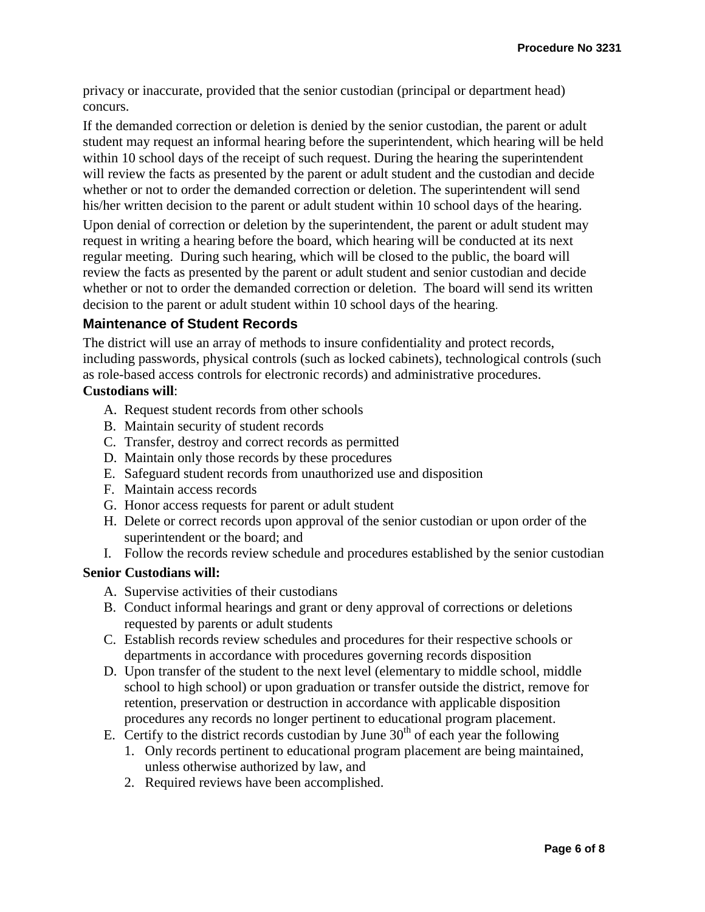privacy or inaccurate, provided that the senior custodian (principal or department head) concurs.

If the demanded correction or deletion is denied by the senior custodian, the parent or adult student may request an informal hearing before the superintendent, which hearing will be held within 10 school days of the receipt of such request. During the hearing the superintendent will review the facts as presented by the parent or adult student and the custodian and decide whether or not to order the demanded correction or deletion. The superintendent will send his/her written decision to the parent or adult student within 10 school days of the hearing.

Upon denial of correction or deletion by the superintendent, the parent or adult student may request in writing a hearing before the board, which hearing will be conducted at its next regular meeting. During such hearing, which will be closed to the public, the board will review the facts as presented by the parent or adult student and senior custodian and decide whether or not to order the demanded correction or deletion. The board will send its written decision to the parent or adult student within 10 school days of the hearing.

### Maintenance of Student Records

The district will use an array of methods to insure confidentiality and protect records, including passwords, physical controls (such as locked cabinets), technological controls (such as role-based access controls for electronic records) and administrative procedures.

**Custodians will**:

A. Request student records from other schools
B. Maintain security of student records
C. Transfer, destroy and correct records as permitted
D. Maintain only those records by these procedures
E. Safeguard student records from unauthorized use and disposition
F. Maintain access records
G. Honor access requests for parent or adult student
H. Delete or correct records upon approval of the senior custodian or upon order of the superintendent or the board; and
I. Follow the records review schedule and procedures established by the senior custodian

**Senior Custodians will:**

A. Supervise activities of their custodians
B. Conduct informal hearings and grant or deny approval of corrections or deletions requested by parents or adult students
C. Establish records review schedules and procedures for their respective schools or departments in accordance with procedures governing records disposition
D. Upon transfer of the student to the next level (elementary to middle school, middle school to high school) or upon graduation or transfer outside the district, remove for retention, preservation or destruction in accordance with applicable disposition procedures any records no longer pertinent to educational program placement.
E. Certify to the district records custodian by June 30th of each year the following
   1. Only records pertinent to educational program placement are being maintained, unless otherwise authorized by law, and
   2. Required reviews have been accomplished.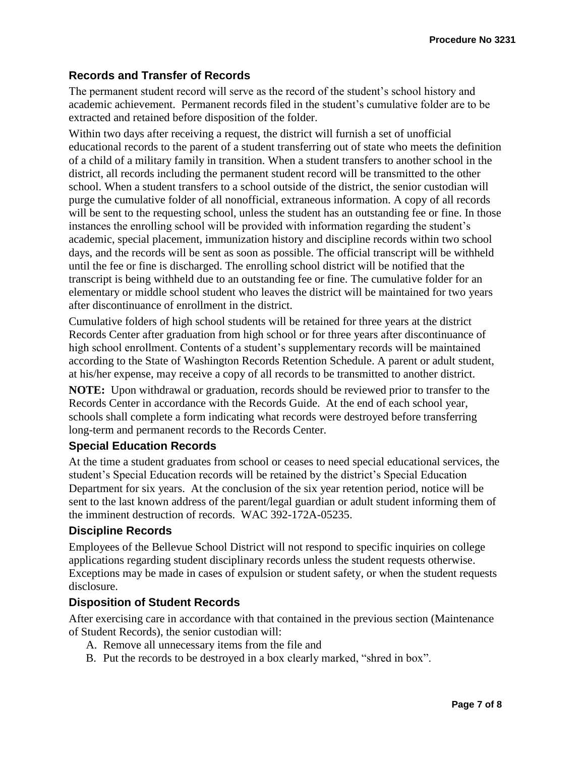## Records and Transfer of Records

The permanent student record will serve as the record of the student's school history and academic achievement. Permanent records filed in the student's cumulative folder are to be extracted and retained before disposition of the folder.

Within two days after receiving a request, the district will furnish a set of unofficial educational records to the parent of a student transferring out of state who meets the definition of a child of a military family in transition. When a student transfers to another school in the district, all records including the permanent student record will be transmitted to the other school. When a student transfers to a school outside of the district, the senior custodian will purge the cumulative folder of all nonofficial, extraneous information. A copy of all records will be sent to the requesting school, unless the student has an outstanding fee or fine. In those instances the enrolling school will be provided with information regarding the student's academic, special placement, immunization history and discipline records within two school days, and the records will be sent as soon as possible. The official transcript will be withheld until the fee or fine is discharged. The enrolling school district will be notified that the transcript is being withheld due to an outstanding fee or fine. The cumulative folder for an elementary or middle school student who leaves the district will be maintained for two years after discontinuance of enrollment in the district.

Cumulative folders of high school students will be retained for three years at the district Records Center after graduation from high school or for three years after discontinuance of high school enrollment. Contents of a student's supplementary records will be maintained according to the State of Washington Records Retention Schedule. A parent or adult student, at his/her expense, may receive a copy of all records to be transmitted to another district.

**NOTE:** Upon withdrawal or graduation, records should be reviewed prior to transfer to the Records Center in accordance with the Records Guide. At the end of each school year, schools shall complete a form indicating what records were destroyed before transferring long-term and permanent records to the Records Center.

## Special Education Records

At the time a student graduates from school or ceases to need special educational services, the student's Special Education records will be retained by the district's Special Education Department for six years. At the conclusion of the six year retention period, notice will be sent to the last known address of the parent/legal guardian or adult student informing them of the imminent destruction of records. WAC 392-172A-05235.

## Discipline Records

Employees of the Bellevue School District will not respond to specific inquiries on college applications regarding student disciplinary records unless the student requests otherwise. Exceptions may be made in cases of expulsion or student safety, or when the student requests disclosure.

## Disposition of Student Records

After exercising care in accordance with that contained in the previous section (Maintenance of Student Records), the senior custodian will:

A. Remove all unnecessary items from the file and
B. Put the records to be destroyed in a box clearly marked, "shred in box".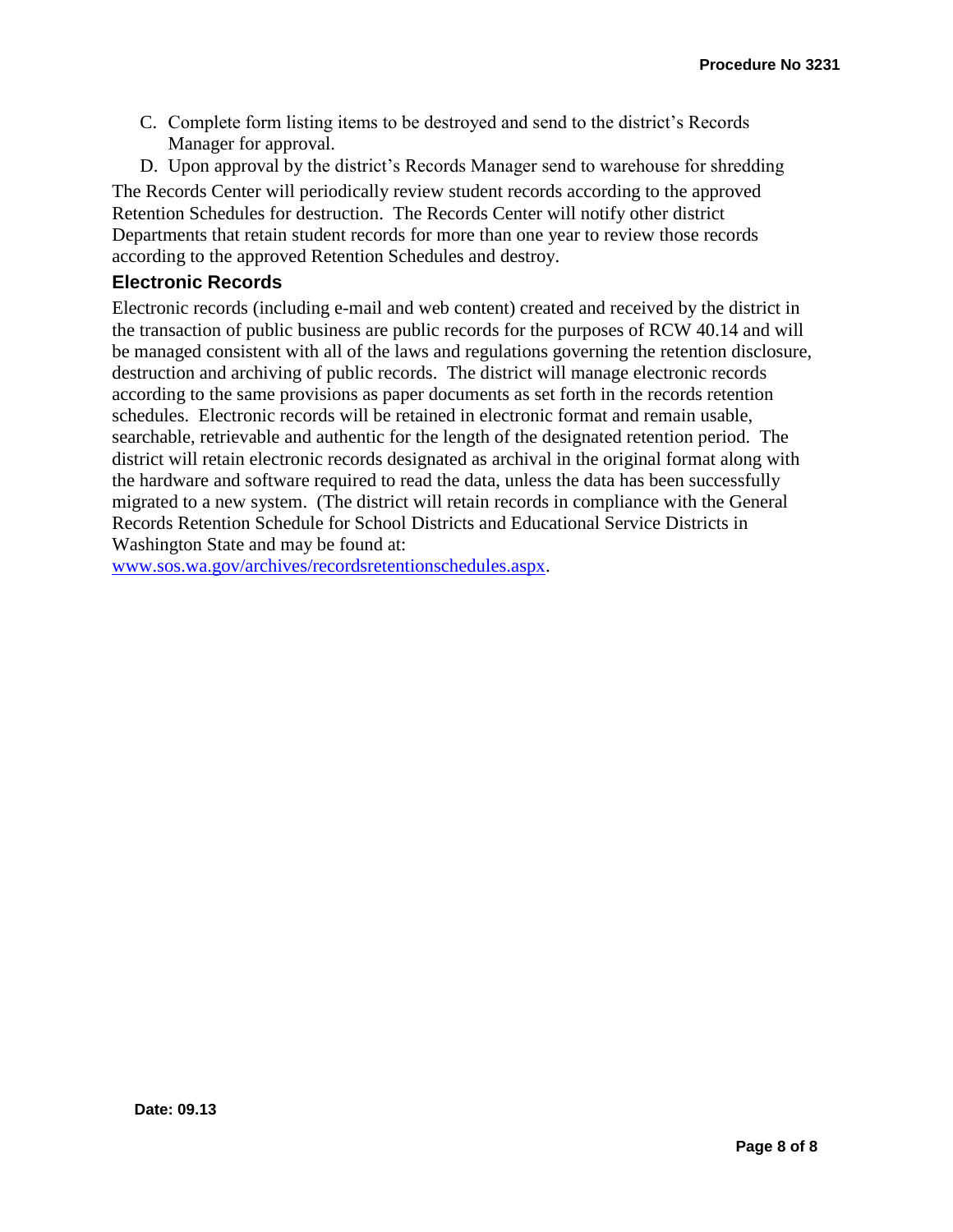C. Complete form listing items to be destroyed and send to the district's Records Manager for approval.

D. Upon approval by the district's Records Manager send to warehouse for shredding

The Records Center will periodically review student records according to the approved Retention Schedules for destruction. The Records Center will notify other district Departments that retain student records for more than one year to review those records according to the approved Retention Schedules and destroy.

## Electronic Records

Electronic records (including e-mail and web content) created and received by the district in the transaction of public business are public records for the purposes of RCW 40.14 and will be managed consistent with all of the laws and regulations governing the retention disclosure, destruction and archiving of public records. The district will manage electronic records according to the same provisions as paper documents as set forth in the records retention schedules. Electronic records will be retained in electronic format and remain usable, searchable, retrievable and authentic for the length of the designated retention period. The district will retain electronic records designated as archival in the original format along with the hardware and software required to read the data, unless the data has been successfully migrated to a new system. (The district will retain records in compliance with the General Records Retention Schedule for School Districts and Educational Service Districts in Washington State and may be found at: [www.sos.wa.gov/archives/recordsretentionschedules.aspx](www.sos.wa.gov/archives/recordsretentionschedules.aspx).

Date: 09.13